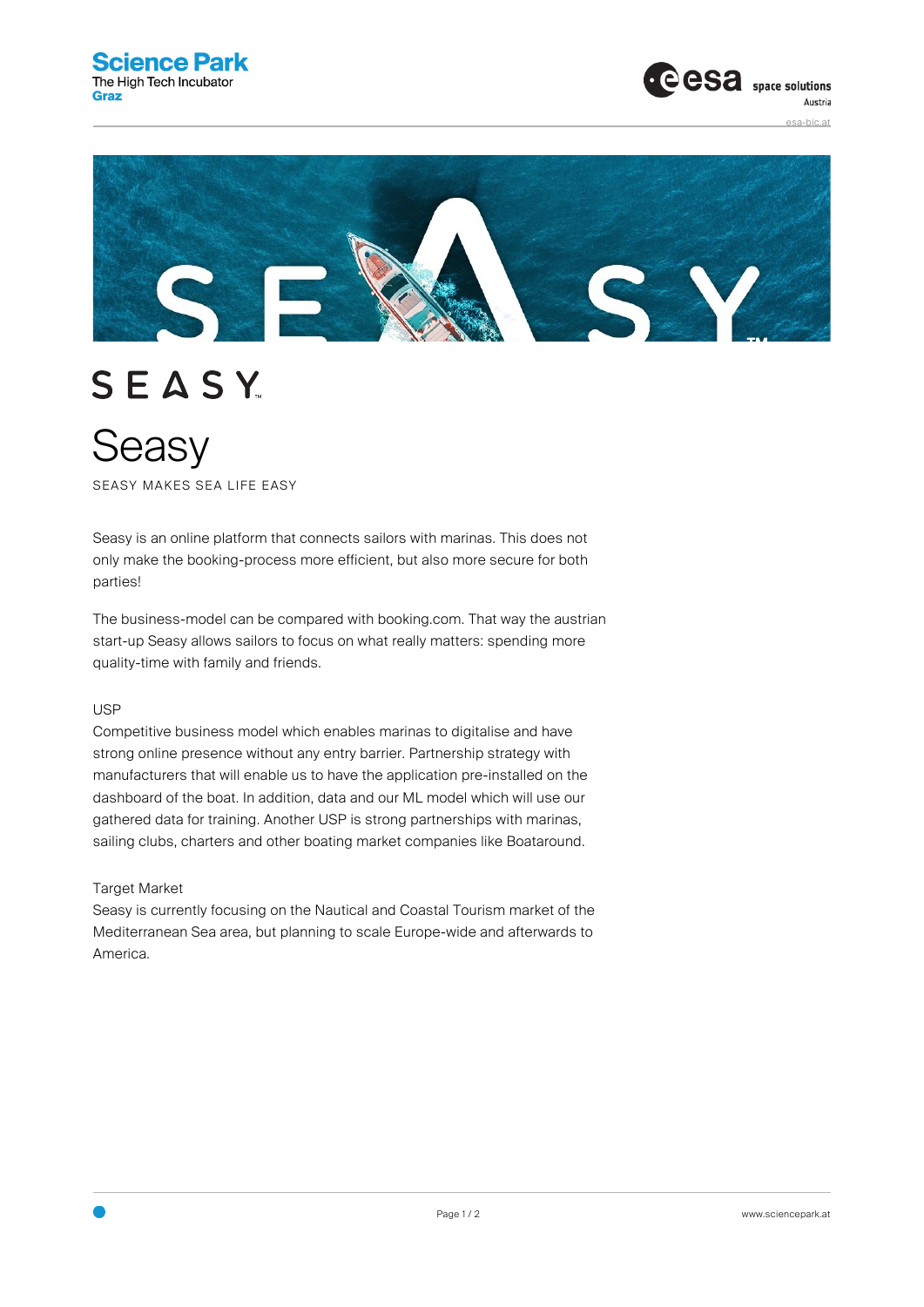# Seasy

SEASY MAKES SEA LIFE EASY

Seasy is an online platform that connects sailors with marinas. This does not only make the booking-process more efficient, but also more secure for both parties!

The business-model can be compared with booking.com. That way the austrian start-up Seasy allows sailors to focus on what really matters: spending more quality-time with family and friends.

USP
Competitive business model which enables marinas to digitalise and have strong online presence without any entry barrier. Partnership strategy with manufacturers that will enable us to have the application pre-installed on the dashboard of the boat. In addition, data and our ML model which will use our gathered data for training. Another USP is strong partnerships with marinas, sailing clubs, charters and other boating market companies like Boataround.

Target Market
Seasy is currently focusing on the Nautical and Coastal Tourism market of the Mediterranean Sea area, but planning to scale Europe-wide and afterwards to America.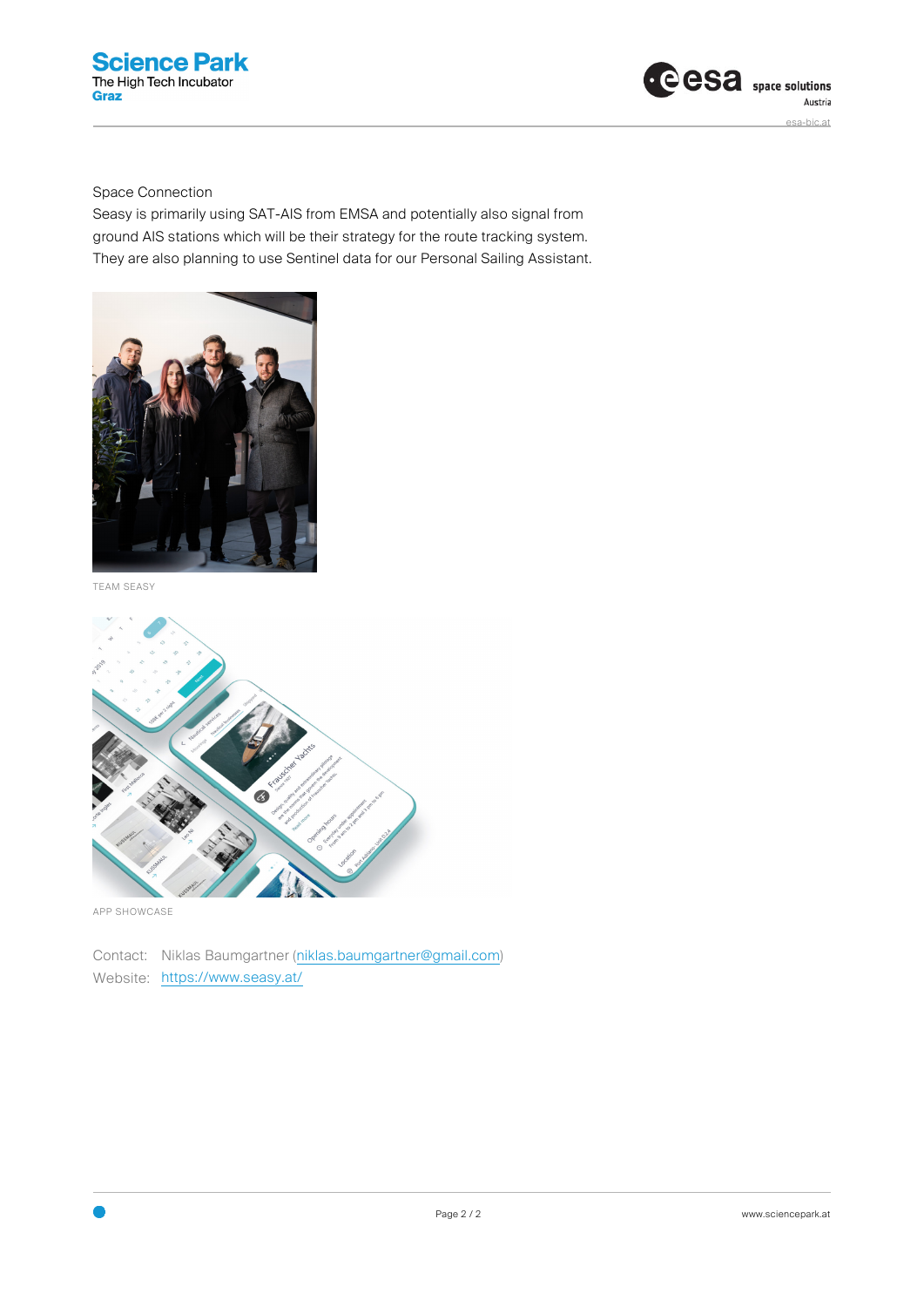Space Connection

Seasy is primarily using SAT-AIS from EMSA and potentially also signal from ground AIS stations which will be their strategy for the route tracking system. They are also planning to use Sentinel data for our Personal Sailing Assistant.

TEAM SEASY

APP SHOWCASE

Contact: Niklas Baumgartner (niklas.baumgartner@gmail.com)

Website: https://www.seasy.at/